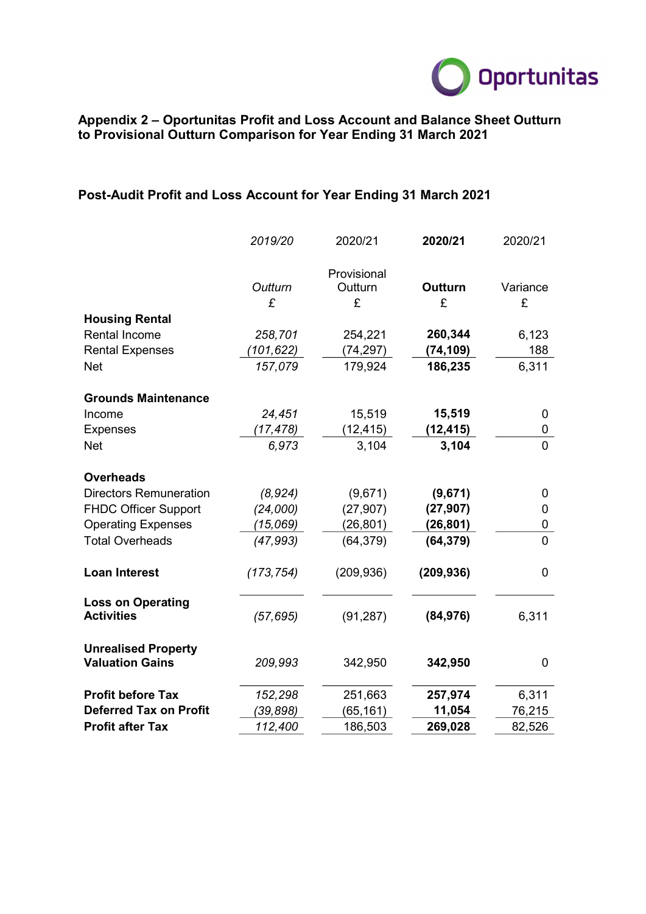Oportunitas

## Appendix 2 – Oportunitas Profit and Loss Account and Balance Sheet Outturn to Provisional Outturn Comparison for Year Ending 31 March 2021

### Post-Audit Profit and Loss Account for Year Ending 31 March 2021

| | *2019/20* | 2020/21 | **2020/21** | 2020/21 |
|---|---|---|---|---|
| | *Outturn* | Provisional Outturn | **Outturn** | Variance |
| | *£* | £ | **£** | £ |
| **Housing Rental** | | | | |
| Rental Income | *258,701* | 254,221 | **260,344** | 6,123 |
| Rental Expenses | *(101,622)* | (74,297) | **(74,109)** | 188 |
| Net | *157,079* | 179,924 | **186,235** | 6,311 |
| **Grounds Maintenance** | | | | |
| Income | *24,451* | 15,519 | **15,519** | 0 |
| Expenses | *(17,478)* | (12,415) | **(12,415)** | 0 |
| Net | *6,973* | 3,104 | **3,104** | 0 |
| **Overheads** | | | | |
| Directors Remuneration | *(8,924)* | (9,671) | **(9,671)** | 0 |
| FHDC Officer Support | *(24,000)* | (27,907) | **(27,907)** | 0 |
| Operating Expenses | *(15,069)* | (26,801) | **(26,801)** | 0 |
| Total Overheads | *(47,993)* | (64,379) | **(64,379)** | 0 |
| **Loan Interest** | *(173,754)* | (209,936) | **(209,936)** | 0 |
| **Loss on Operating Activities** | *(57,695)* | (91,287) | **(84,976)** | 6,311 |
| **Unrealised Property Valuation Gains** | *209,993* | 342,950 | **342,950** | 0 |
| **Profit before Tax** | *152,298* | 251,663 | **257,974** | 6,311 |
| **Deferred Tax on Profit** | *(39,898)* | (65,161) | **11,054** | 76,215 |
| **Profit after Tax** | *112,400* | 186,503 | **269,028** | 82,526 |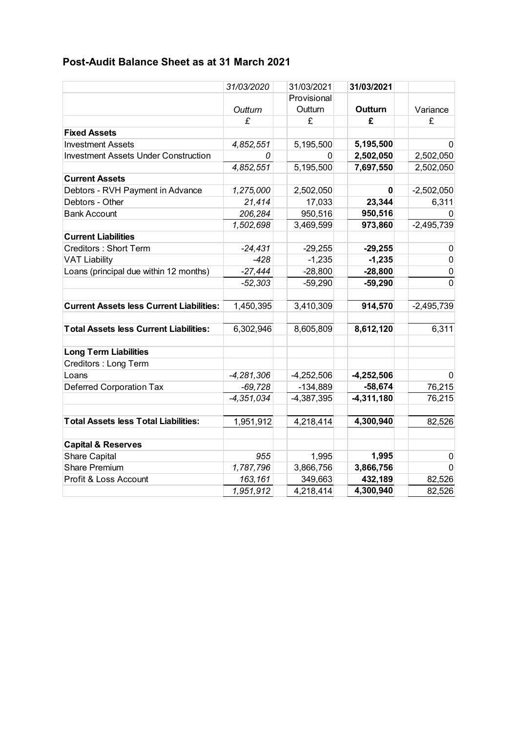## Post-Audit Balance Sheet as at 31 March 2021

| | 31/03/2020 | 31/03/2021 | 31/03/2021 | |
|---|---|---|---|---|
| | | Provisional | | |
| | *Outturn* | Outturn | **Outturn** | Variance |
| | £ | £ | **£** | £ |
| **Fixed Assets** | | | | |
| Investment Assets | *4,852,551* | 5,195,500 | **5,195,500** | 0 |
| Investment Assets Under Construction | *0* | 0 | **2,502,050** | 2,502,050 |
| | *4,852,551* | 5,195,500 | **7,697,550** | 2,502,050 |
| **Current Assets** | | | | |
| Debtors - RVH Payment in Advance | *1,275,000* | 2,502,050 | **0** | -2,502,050 |
| Debtors - Other | *21,414* | 17,033 | **23,344** | 6,311 |
| Bank Account | *206,284* | 950,516 | **950,516** | 0 |
| | *1,502,698* | 3,469,599 | **973,860** | -2,495,739 |
| **Current Liabilities** | | | | |
| Creditors : Short Term | *-24,431* | -29,255 | **-29,255** | 0 |
| VAT Liability | *-428* | -1,235 | **-1,235** | 0 |
| Loans (principal due within 12 months) | *-27,444* | -28,800 | **-28,800** | 0 |
| | *-52,303* | -59,290 | **-59,290** | 0 |
| | | | | |
| **Current Assets less Current Liabilities:** | 1,450,395 | 3,410,309 | **914,570** | -2,495,739 |
| | | | | |
| **Total Assets less Current Liabilities:** | 6,302,946 | 8,605,809 | **8,612,120** | 6,311 |
| | | | | |
| **Long Term Liabilities** | | | | |
| Creditors : Long Term | | | | |
| Loans | *-4,281,306* | -4,252,506 | **-4,252,506** | 0 |
| Deferred Corporation Tax | *-69,728* | -134,889 | **-58,674** | 76,215 |
| | *-4,351,034* | -4,387,395 | **-4,311,180** | 76,215 |
| | | | | |
| **Total Assets less Total Liabilities:** | 1,951,912 | 4,218,414 | **4,300,940** | 82,526 |
| | | | | |
| **Capital & Reserves** | | | | |
| Share Capital | *955* | 1,995 | **1,995** | 0 |
| Share Premium | *1,787,796* | 3,866,756 | **3,866,756** | 0 |
| Profit & Loss Account | *163,161* | 349,663 | **432,189** | 82,526 |
| | *1,951,912* | 4,218,414 | **4,300,940** | 82,526 |